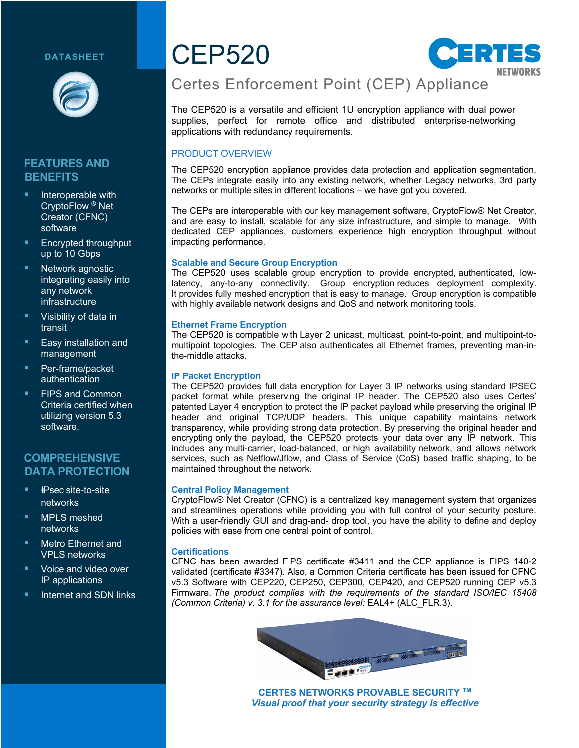DATASHEET

# CEP520

## Certes Enforcement Point (CEP) Appliance

The CEP520 is a versatile and efficient 1U encryption appliance with dual power supplies, perfect for remote office and distributed enterprise-networking applications with redundancy requirements.

## FEATURES AND BENEFITS

- Interoperable with CryptoFlow ® Net Creator (CFNC) software
- Encrypted throughput up to 10 Gbps
- Network agnostic integrating easily into any network infrastructure
- Visibility of data in transit
- Easy installation and management
- Per-frame/packet authentication
- FIPS and Common Criteria certified when utilizing version 5.3 software.

## COMPREHENSIVE DATA PROTECTION

- IPsec site-to-site networks
- MPLS meshed networks
- Metro Ethernet and VPLS networks
- Voice and video over IP applications
- Internet and SDN links

## PRODUCT OVERVIEW

The CEP520 encryption appliance provides data protection and application segmentation. The CEPs integrate easily into any existing network, whether Legacy networks, 3rd party networks or multiple sites in different locations – we have got you covered.

The CEPs are interoperable with our key management software, CryptoFlow® Net Creator, and are easy to install, scalable for any size infrastructure, and simple to manage. With dedicated CEP appliances, customers experience high encryption throughput without impacting performance.

### Scalable and Secure Group Encryption

The CEP520 uses scalable group encryption to provide encrypted, authenticated, low-latency, any-to-any connectivity. Group encryption reduces deployment complexity. It provides fully meshed encryption that is easy to manage. Group encryption is compatible with highly available network designs and QoS and network monitoring tools.

### Ethernet Frame Encryption

The CEP520 is compatible with Layer 2 unicast, multicast, point-to-point, and multipoint-to-multipoint topologies. The CEP also authenticates all Ethernet frames, preventing man-in-the-middle attacks.

### IP Packet Encryption

The CEP520 provides full data encryption for Layer 3 IP networks using standard IPSEC packet format while preserving the original IP header. The CEP520 also uses Certes' patented Layer 4 encryption to protect the IP packet payload while preserving the original IP header and original TCP/UDP headers. This unique capability maintains network transparency, while providing strong data protection. By preserving the original header and encrypting only the payload, the CEP520 protects your data over any IP network. This includes any multi-carrier, load-balanced, or high availability network, and allows network services, such as Netflow/Jflow, and Class of Service (CoS) based traffic shaping, to be maintained throughout the network.

### Central Policy Management

CryptoFlow® Net Creator (CFNC) is a centralized key management system that organizes and streamlines operations while providing you with full control of your security posture. With a user-friendly GUI and drag-and- drop tool, you have the ability to define and deploy policies with ease from one central point of control.

### Certifications

CFNC has been awarded FIPS certificate #3411 and the CEP appliance is FIPS 140-2 validated (certificate #3347). Also, a Common Criteria certificate has been issued for CFNC v5.3 Software with CEP220, CEP250, CEP300, CEP420, and CEP520 running CEP v5.3 Firmware. *The product complies with the requirements of the standard ISO/IEC 15408 (Common Criteria) v. 3.1 for the assurance level:* EAL4+ (ALC_FLR.3).

**CERTES NETWORKS PROVABLE SECURITY ™**

***Visual proof that your security strategy is effective***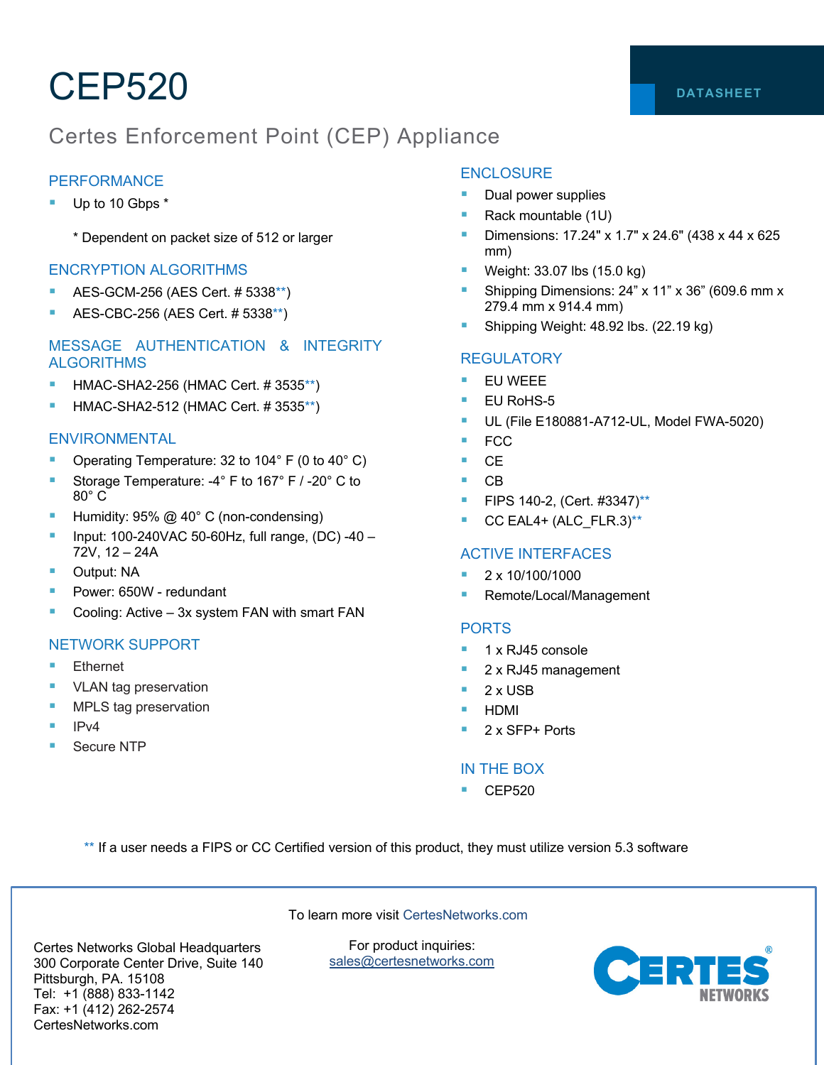# CEP520

DATASHEET

## Certes Enforcement Point (CEP) Appliance

### PERFORMANCE

- Up to 10 Gbps *

  * Dependent on packet size of 512 or larger

### ENCRYPTION ALGORITHMS

- AES-GCM-256 (AES Cert. # 5338**)
- AES-CBC-256 (AES Cert. # 5338**)

### MESSAGE AUTHENTICATION & INTEGRITY ALGORITHMS

- HMAC-SHA2-256 (HMAC Cert. # 3535**)
- HMAC-SHA2-512 (HMAC Cert. # 3535**)

### ENVIRONMENTAL

- Operating Temperature: 32 to 104° F (0 to 40° C)
- Storage Temperature: -4° F to 167° F / -20° C to 80° C
- Humidity: 95% @ 40° C (non-condensing)
- Input: 100-240VAC 50-60Hz, full range, (DC) -40 – 72V, 12 – 24A
- Output: NA
- Power: 650W - redundant
- Cooling: Active – 3x system FAN with smart FAN

### NETWORK SUPPORT

- Ethernet
- VLAN tag preservation
- MPLS tag preservation
- IPv4
- Secure NTP

### ENCLOSURE

- Dual power supplies
- Rack mountable (1U)
- Dimensions: 17.24" x 1.7" x 24.6" (438 x 44 x 625 mm)
- Weight: 33.07 lbs (15.0 kg)
- Shipping Dimensions: 24" x 11" x 36" (609.6 mm x 279.4 mm x 914.4 mm)
- Shipping Weight: 48.92 lbs. (22.19 kg)

### REGULATORY

- EU WEEE
- EU RoHS-5
- UL (File E180881-A712-UL, Model FWA-5020)
- FCC
- CE
- CB
- FIPS 140-2, (Cert. #3347)**
- CC EAL4+ (ALC_FLR.3)**

### ACTIVE INTERFACES

- 2 x 10/100/1000
- Remote/Local/Management

### PORTS

- 1 x RJ45 console
- 2 x RJ45 management
- 2 x USB
- HDMI
- 2 x SFP+ Ports

### IN THE BOX

- CEP520

** If a user needs a FIPS or CC Certified version of this product, they must utilize version 5.3 software

To learn more visit CertesNetworks.com

Certes Networks Global Headquarters
300 Corporate Center Drive, Suite 140
Pittsburgh, PA. 15108
Tel: +1 (888) 833-1142
Fax: +1 (412) 262-2574
CertesNetworks.com

For product inquiries:
sales@certesnetworks.com

CERTES® NETWORKS